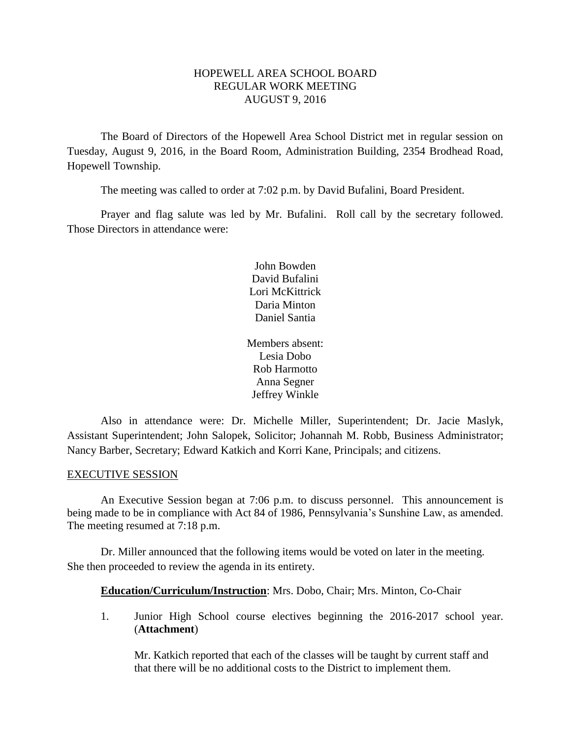HOPEWELL AREA SCHOOL BOARD
REGULAR WORK MEETING
AUGUST 9, 2016

The Board of Directors of the Hopewell Area School District met in regular session on Tuesday, August 9, 2016, in the Board Room, Administration Building, 2354 Brodhead Road, Hopewell Township.

The meeting was called to order at 7:02 p.m. by David Bufalini, Board President.

Prayer and flag salute was led by Mr. Bufalini. Roll call by the secretary followed. Those Directors in attendance were:

John Bowden
David Bufalini
Lori McKittrick
Daria Minton
Daniel Santia

Members absent:
Lesia Dobo
Rob Harmotto
Anna Segner
Jeffrey Winkle

Also in attendance were: Dr. Michelle Miller, Superintendent; Dr. Jacie Maslyk, Assistant Superintendent; John Salopek, Solicitor; Johannah M. Robb, Business Administrator; Nancy Barber, Secretary; Edward Katkich and Korri Kane, Principals; and citizens.

EXECUTIVE SESSION

An Executive Session began at 7:06 p.m. to discuss personnel. This announcement is being made to be in compliance with Act 84 of 1986, Pennsylvania's Sunshine Law, as amended. The meeting resumed at 7:18 p.m.

Dr. Miller announced that the following items would be voted on later in the meeting. She then proceeded to review the agenda in its entirety.

**Education/Curriculum/Instruction**: Mrs. Dobo, Chair; Mrs. Minton, Co-Chair

1. Junior High School course electives beginning the 2016-2017 school year. (**Attachment**)

   Mr. Katkich reported that each of the classes will be taught by current staff and that there will be no additional costs to the District to implement them.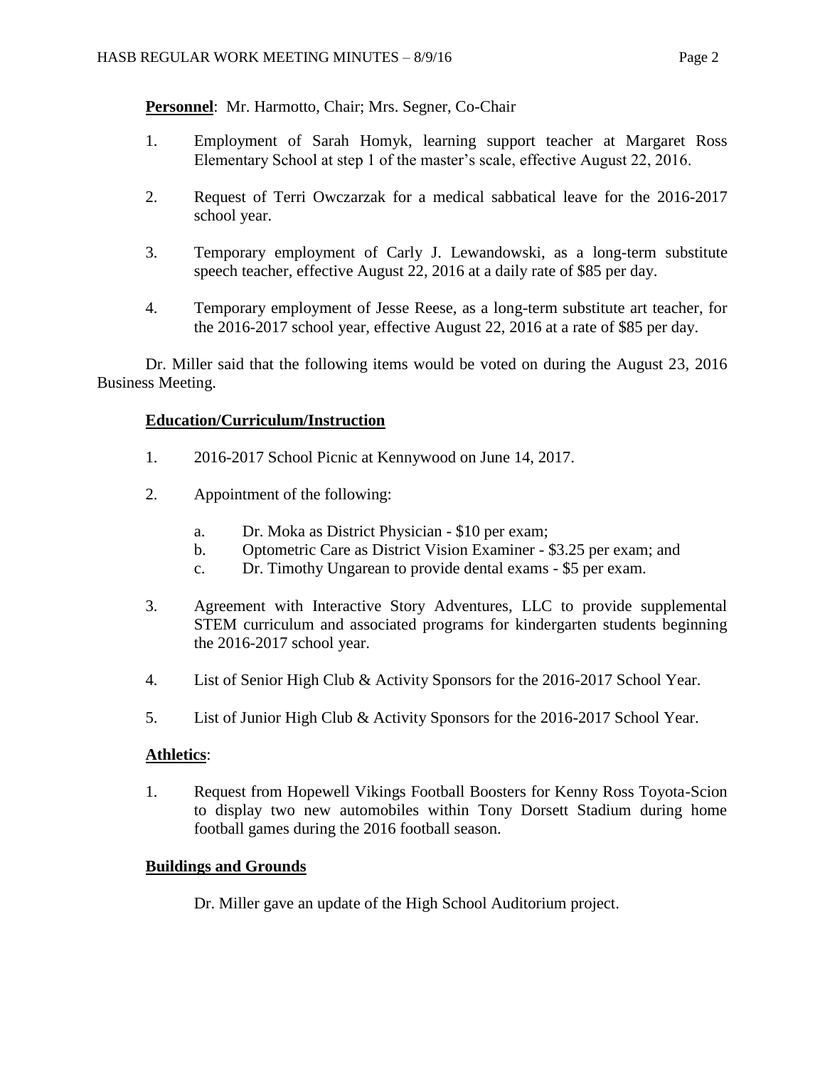**Personnel**: Mr. Harmotto, Chair; Mrs. Segner, Co-Chair

1. Employment of Sarah Homyk, learning support teacher at Margaret Ross Elementary School at step 1 of the master's scale, effective August 22, 2016.

2. Request of Terri Owczarzak for a medical sabbatical leave for the 2016-2017 school year.

3. Temporary employment of Carly J. Lewandowski, as a long-term substitute speech teacher, effective August 22, 2016 at a daily rate of $85 per day.

4. Temporary employment of Jesse Reese, as a long-term substitute art teacher, for the 2016-2017 school year, effective August 22, 2016 at a rate of $85 per day.

Dr. Miller said that the following items would be voted on during the August 23, 2016 Business Meeting.

**Education/Curriculum/Instruction**

1. 2016-2017 School Picnic at Kennywood on June 14, 2017.

2. Appointment of the following:

   a. Dr. Moka as District Physician - $10 per exam;
   b. Optometric Care as District Vision Examiner - $3.25 per exam; and
   c. Dr. Timothy Ungarean to provide dental exams - $5 per exam.

3. Agreement with Interactive Story Adventures, LLC to provide supplemental STEM curriculum and associated programs for kindergarten students beginning the 2016-2017 school year.

4. List of Senior High Club & Activity Sponsors for the 2016-2017 School Year.

5. List of Junior High Club & Activity Sponsors for the 2016-2017 School Year.

**Athletics**:

1. Request from Hopewell Vikings Football Boosters for Kenny Ross Toyota-Scion to display two new automobiles within Tony Dorsett Stadium during home football games during the 2016 football season.

**Buildings and Grounds**

Dr. Miller gave an update of the High School Auditorium project.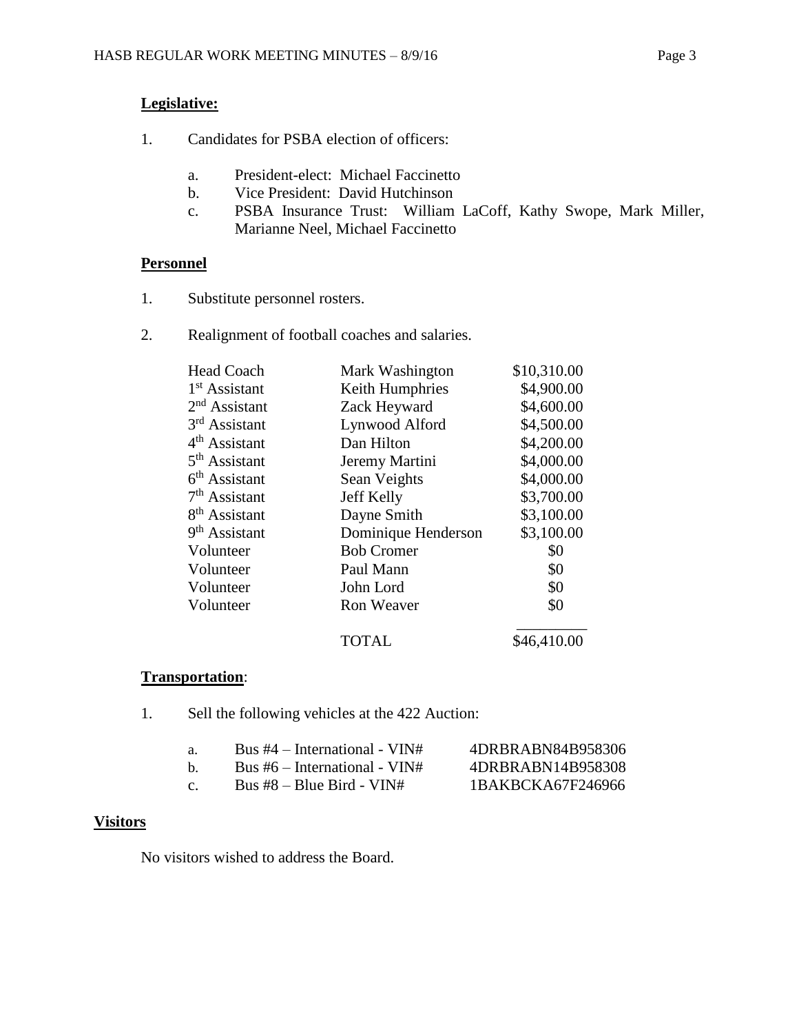**Legislative:**

1. Candidates for PSBA election of officers:

   a. President-elect: Michael Faccinetto
   b. Vice President: David Hutchinson
   c. PSBA Insurance Trust: William LaCoff, Kathy Swope, Mark Miller, Marianne Neel, Michael Faccinetto

**Personnel**

1. Substitute personnel rosters.

2. Realignment of football coaches and salaries.

| | | |
|---|---|---|
| Head Coach | Mark Washington | \$10,310.00 |
| 1st Assistant | Keith Humphries | \$4,900.00 |
| 2nd Assistant | Zack Heyward | \$4,600.00 |
| 3rd Assistant | Lynwood Alford | \$4,500.00 |
| 4th Assistant | Dan Hilton | \$4,200.00 |
| 5th Assistant | Jeremy Martini | \$4,000.00 |
| 6th Assistant | Sean Veights | \$4,000.00 |
| 7th Assistant | Jeff Kelly | \$3,700.00 |
| 8th Assistant | Dayne Smith | \$3,100.00 |
| 9th Assistant | Dominique Henderson | \$3,100.00 |
| Volunteer | Bob Cromer | \$0 |
| Volunteer | Paul Mann | \$0 |
| Volunteer | John Lord | \$0 |
| Volunteer | Ron Weaver | \$0 |
| | TOTAL | \$46,410.00 |

**Transportation**:

1. Sell the following vehicles at the 422 Auction:

   a. Bus #4 – International - VIN# 4DRBRABN84B958306
   b. Bus #6 – International - VIN# 4DRBRABN14B958308
   c. Bus #8 – Blue Bird - VIN# 1BAKBCKA67F246966

**Visitors**

No visitors wished to address the Board.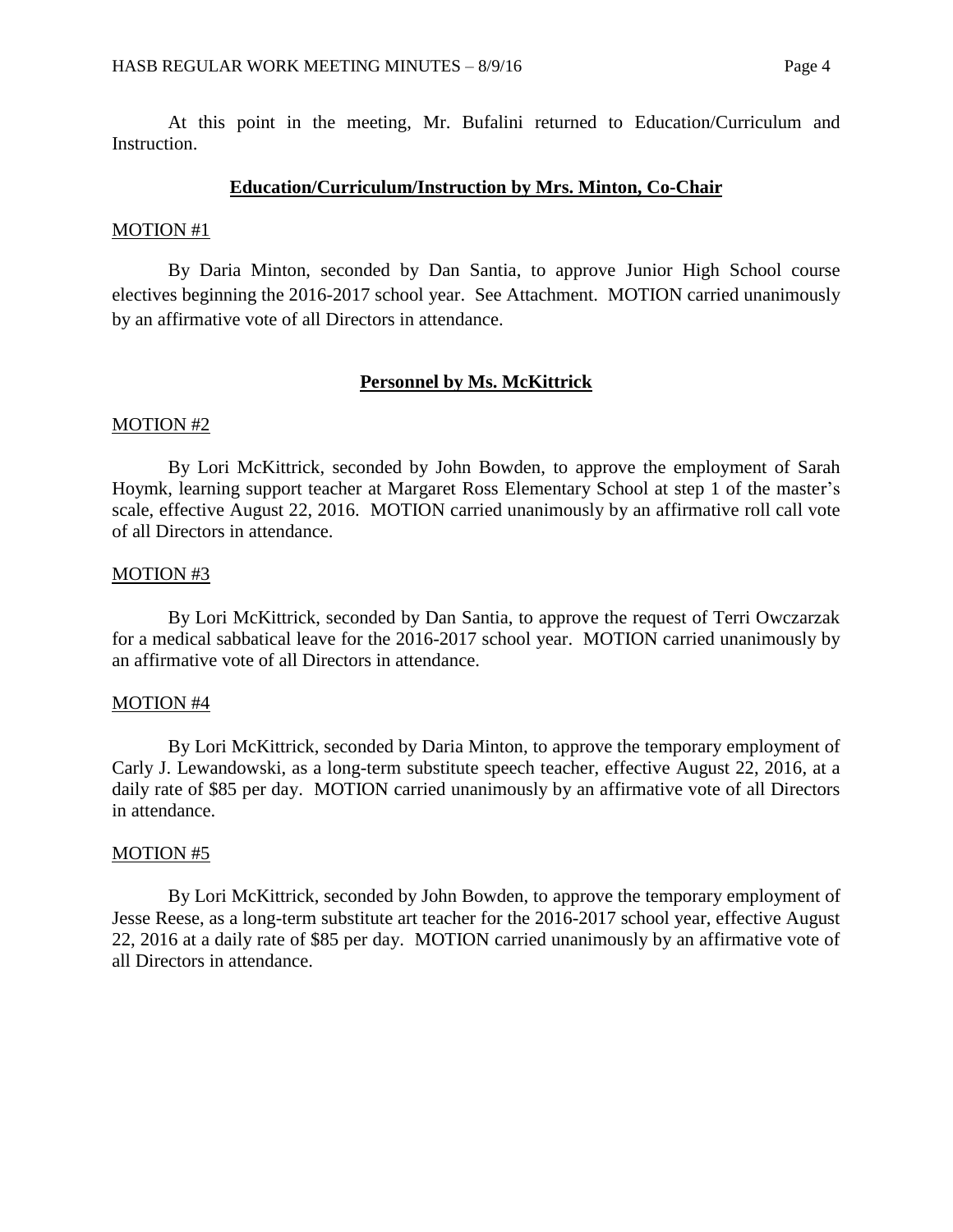At this point in the meeting, Mr. Bufalini returned to Education/Curriculum and Instruction.

## Education/Curriculum/Instruction by Mrs. Minton, Co-Chair

MOTION #1

By Daria Minton, seconded by Dan Santia, to approve Junior High School course electives beginning the 2016-2017 school year. See Attachment. MOTION carried unanimously by an affirmative vote of all Directors in attendance.

## Personnel by Ms. McKittrick

MOTION #2

By Lori McKittrick, seconded by John Bowden, to approve the employment of Sarah Hoymk, learning support teacher at Margaret Ross Elementary School at step 1 of the master's scale, effective August 22, 2016. MOTION carried unanimously by an affirmative roll call vote of all Directors in attendance.

MOTION #3

By Lori McKittrick, seconded by Dan Santia, to approve the request of Terri Owczarzak for a medical sabbatical leave for the 2016-2017 school year. MOTION carried unanimously by an affirmative vote of all Directors in attendance.

MOTION #4

By Lori McKittrick, seconded by Daria Minton, to approve the temporary employment of Carly J. Lewandowski, as a long-term substitute speech teacher, effective August 22, 2016, at a daily rate of $85 per day. MOTION carried unanimously by an affirmative vote of all Directors in attendance.

MOTION #5

By Lori McKittrick, seconded by John Bowden, to approve the temporary employment of Jesse Reese, as a long-term substitute art teacher for the 2016-2017 school year, effective August 22, 2016 at a daily rate of $85 per day. MOTION carried unanimously by an affirmative vote of all Directors in attendance.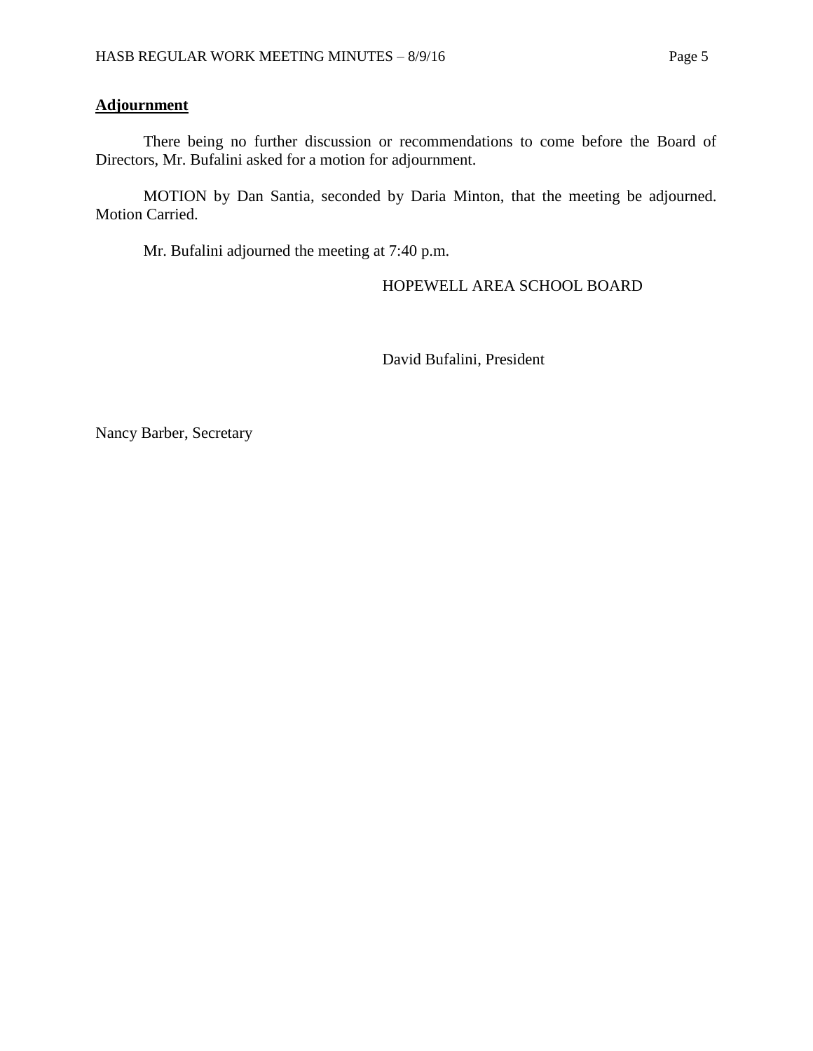**Adjournment**

There being no further discussion or recommendations to come before the Board of Directors, Mr. Bufalini asked for a motion for adjournment.

MOTION by Dan Santia, seconded by Daria Minton, that the meeting be adjourned. Motion Carried.

Mr. Bufalini adjourned the meeting at 7:40 p.m.

HOPEWELL AREA SCHOOL BOARD

David Bufalini, President

Nancy Barber, Secretary